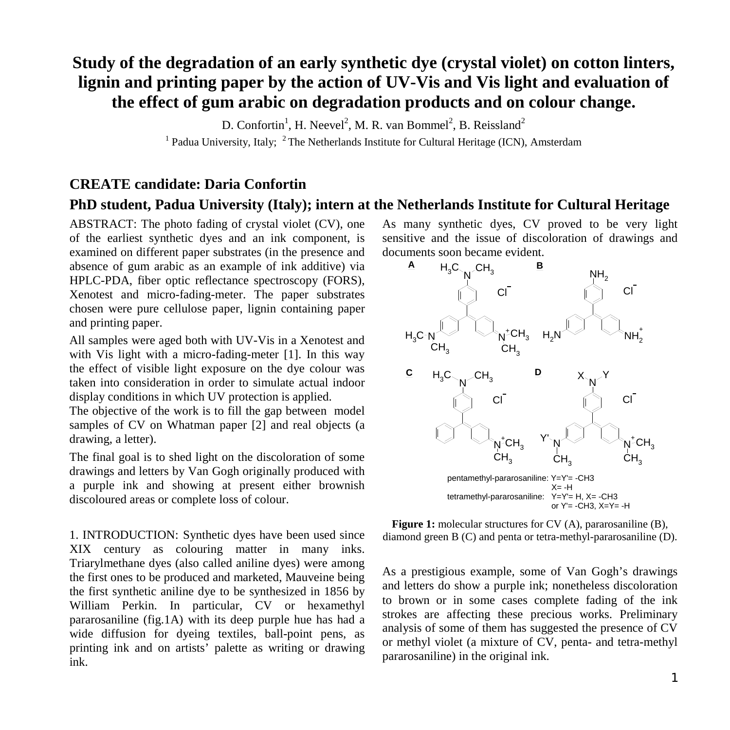# Study of the degradation of an early synthetic dye (crystal violet) on cotton linters, lignin and printing paper by the action of UV-Vis and Vis light and evaluation of the effect of gum arabic on degradation products and on colour change.

D. Confortin[1], H. Neevel[2], M. R. van Bommel[2], B. Reissland[2]

[1] Padua University, Italy; [2] The Netherlands Institute for Cultural Heritage (ICN), Amsterdam

## CREATE candidate: Daria Confortin

## PhD student, Padua University (Italy); intern at the Netherlands Institute for Cultural Heritage

ABSTRACT: The photo fading of crystal violet (CV), one of the earliest synthetic dyes and an ink component, is examined on different paper substrates (in the presence and absence of gum arabic as an example of ink additive) via HPLC-PDA, fiber optic reflectance spectroscopy (FORS), Xenotest and micro-fading-meter. The paper substrates chosen were pure cellulose paper, lignin containing paper and printing paper.

All samples were aged both with UV-Vis in a Xenotest and with Vis light with a micro-fading-meter [1]. In this way the effect of visible light exposure on the dye colour was taken into consideration in order to simulate actual indoor display conditions in which UV protection is applied.

The objective of the work is to fill the gap between model samples of CV on Whatman paper [2] and real objects (a drawing, a letter).

The final goal is to shed light on the discoloration of some drawings and letters by Van Gogh originally produced with a purple ink and showing at present either brownish discoloured areas or complete loss of colour.

1. INTRODUCTION: Synthetic dyes have been used since XIX century as colouring matter in many inks. Triarylmethane dyes (also called aniline dyes) were among the first ones to be produced and marketed, Mauveine being the first synthetic aniline dye to be synthesized in 1856 by William Perkin. In particular, CV or hexamethyl pararosaniline (fig.1A) with its deep purple hue has had a wide diffusion for dyeing textiles, ball-point pens, as printing ink and on artists' palette as writing or drawing ink.

As many synthetic dyes, CV proved to be very light sensitive and the issue of discoloration of drawings and documents soon became evident.

pentamethyl-pararosaniline: Y=Y'= -CH3, X= -H
tetramethyl-pararosaniline: Y=Y'= H, X= -CH3 or Y'= -CH3, X=Y= -H

**Figure 1:** molecular structures for CV (A), pararosaniline (B), diamond green B (C) and penta or tetra-methyl-pararosaniline (D).

As a prestigious example, some of Van Gogh's drawings and letters do show a purple ink; nonetheless discoloration to brown or in some cases complete fading of the ink strokes are affecting these precious works. Preliminary analysis of some of them has suggested the presence of CV or methyl violet (a mixture of CV, penta- and tetra-methyl pararosaniline) in the original ink.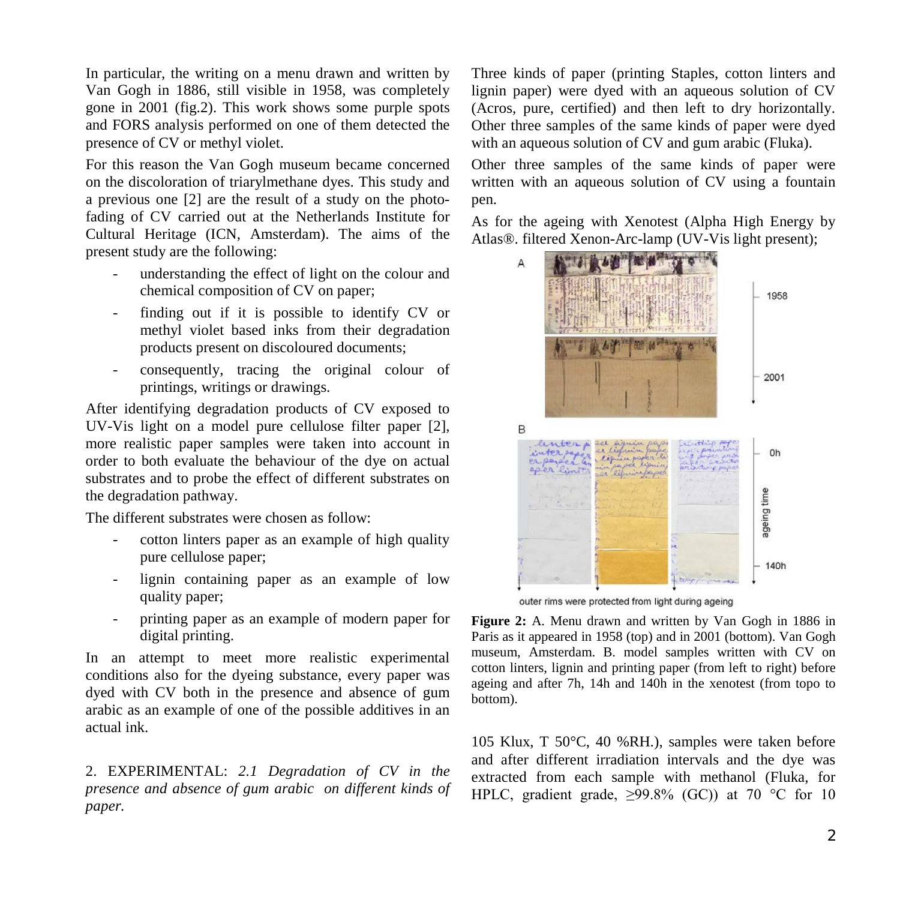In particular, the writing on a menu drawn and written by Van Gogh in 1886, still visible in 1958, was completely gone in 2001 (fig.2). This work shows some purple spots and FORS analysis performed on one of them detected the presence of CV or methyl violet.

For this reason the Van Gogh museum became concerned on the discoloration of triarylmethane dyes. This study and a previous one [2] are the result of a study on the photo-fading of CV carried out at the Netherlands Institute for Cultural Heritage (ICN, Amsterdam). The aims of the present study are the following:

- understanding the effect of light on the colour and chemical composition of CV on paper;
- finding out if it is possible to identify CV or methyl violet based inks from their degradation products present on discoloured documents;
- consequently, tracing the original colour of printings, writings or drawings.

After identifying degradation products of CV exposed to UV-Vis light on a model pure cellulose filter paper [2], more realistic paper samples were taken into account in order to both evaluate the behaviour of the dye on actual substrates and to probe the effect of different substrates on the degradation pathway.

The different substrates were chosen as follow:

- cotton linters paper as an example of high quality pure cellulose paper;
- lignin containing paper as an example of low quality paper;
- printing paper as an example of modern paper for digital printing.

In an attempt to meet more realistic experimental conditions also for the dyeing substance, every paper was dyed with CV both in the presence and absence of gum arabic as an example of one of the possible additives in an actual ink.

## 2. EXPERIMENTAL: *2.1 Degradation of CV in the presence and absence of gum arabic on different kinds of paper.*

Three kinds of paper (printing Staples, cotton linters and lignin paper) were dyed with an aqueous solution of CV (Acros, pure, certified) and then left to dry horizontally. Other three samples of the same kinds of paper were dyed with an aqueous solution of CV and gum arabic (Fluka).

Other three samples of the same kinds of paper were written with an aqueous solution of CV using a fountain pen.

As for the ageing with Xenotest (Alpha High Energy by Atlas®. filtered Xenon-Arc-lamp (UV-Vis light present); 105 Klux, T 50°C, 40 %RH.), samples were taken before and after different irradiation intervals and the dye was extracted from each sample with methanol (Fluka, for HPLC, gradient grade, ≥99.8% (GC)) at 70 °C for 10

**Figure 2:** A. Menu drawn and written by Van Gogh in 1886 in Paris as it appeared in 1958 (top) and in 2001 (bottom). Van Gogh museum, Amsterdam. B. model samples written with CV on cotton linters, lignin and printing paper (from left to right) before ageing and after 7h, 14h and 140h in the xenotest (from topo to bottom).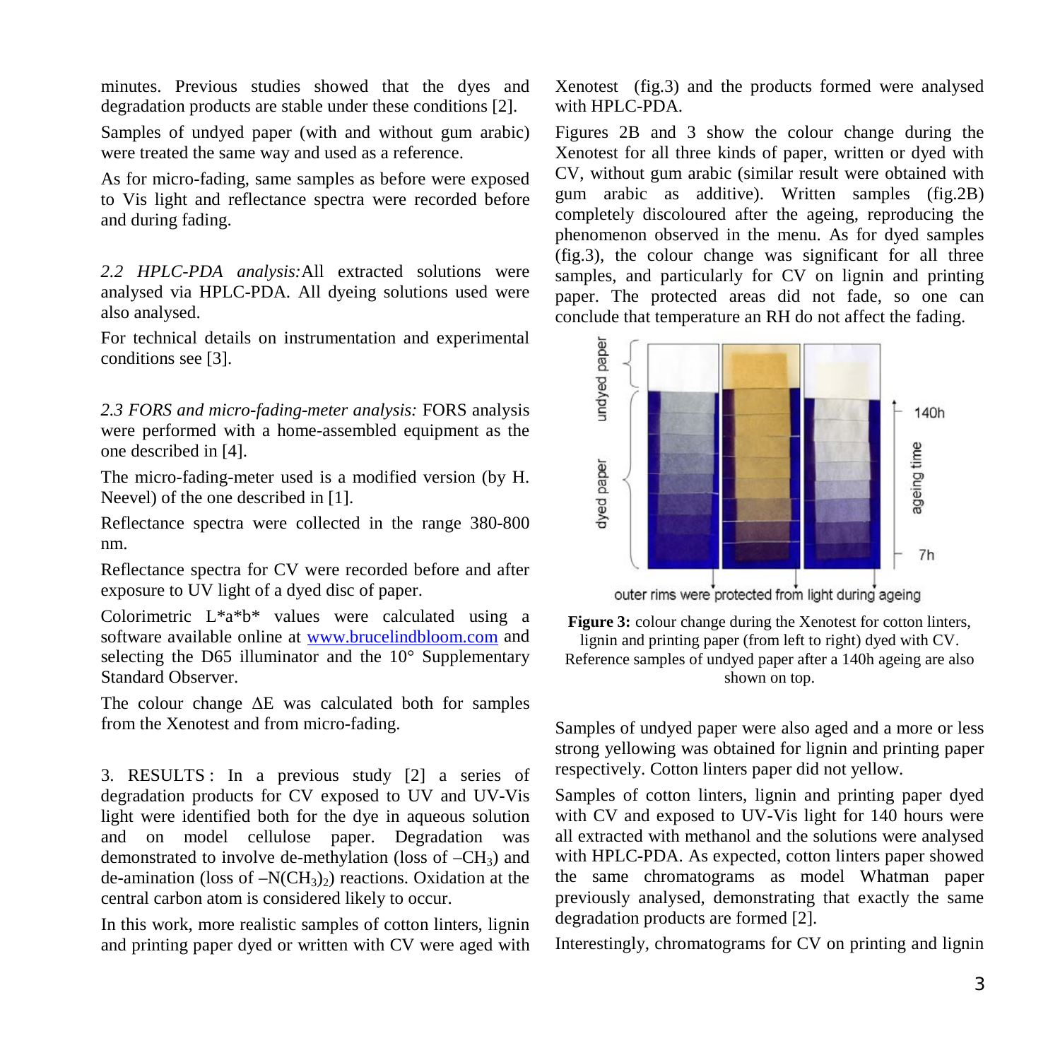minutes. Previous studies showed that the dyes and degradation products are stable under these conditions [2].

Samples of undyed paper (with and without gum arabic) were treated the same way and used as a reference.

As for micro-fading, same samples as before were exposed to Vis light and reflectance spectra were recorded before and during fading.

*2.2 HPLC-PDA analysis:* All extracted solutions were analysed via HPLC-PDA. All dyeing solutions used were also analysed.

For technical details on instrumentation and experimental conditions see [3].

*2.3 FORS and micro-fading-meter analysis:* FORS analysis were performed with a home-assembled equipment as the one described in [4].

The micro-fading-meter used is a modified version (by H. Neevel) of the one described in [1].

Reflectance spectra were collected in the range 380-800 nm.

Reflectance spectra for CV were recorded before and after exposure to UV light of a dyed disc of paper.

Colorimetric L\*a\*b\* values were calculated using a software available online at www.brucelindbloom.com and selecting the D65 illuminator and the 10° Supplementary Standard Observer.

The colour change ΔE was calculated both for samples from the Xenotest and from micro-fading.

3. RESULTS : In a previous study [2] a series of degradation products for CV exposed to UV and UV-Vis light were identified both for the dye in aqueous solution and on model cellulose paper. Degradation was demonstrated to involve de-methylation (loss of $-CH_3$) and de-amination (loss of $-N(CH_3)_2$) reactions. Oxidation at the central carbon atom is considered likely to occur.

In this work, more realistic samples of cotton linters, lignin and printing paper dyed or written with CV were aged with Xenotest (fig.3) and the products formed were analysed with HPLC-PDA.

Figures 2B and 3 show the colour change during the Xenotest for all three kinds of paper, written or dyed with CV, without gum arabic (similar result were obtained with gum arabic as additive). Written samples (fig.2B) completely discoloured after the ageing, reproducing the phenomenon observed in the menu. As for dyed samples (fig.3), the colour change was significant for all three samples, and particularly for CV on lignin and printing paper. The protected areas did not fade, so one can conclude that temperature an RH do not affect the fading.

**Figure 3:** colour change during the Xenotest for cotton linters, lignin and printing paper (from left to right) dyed with CV. Reference samples of undyed paper after a 140h ageing are also shown on top.

Samples of undyed paper were also aged and a more or less strong yellowing was obtained for lignin and printing paper respectively. Cotton linters paper did not yellow.

Samples of cotton linters, lignin and printing paper dyed with CV and exposed to UV-Vis light for 140 hours were all extracted with methanol and the solutions were analysed with HPLC-PDA. As expected, cotton linters paper showed the same chromatograms as model Whatman paper previously analysed, demonstrating that exactly the same degradation products are formed [2].

Interestingly, chromatograms for CV on printing and lignin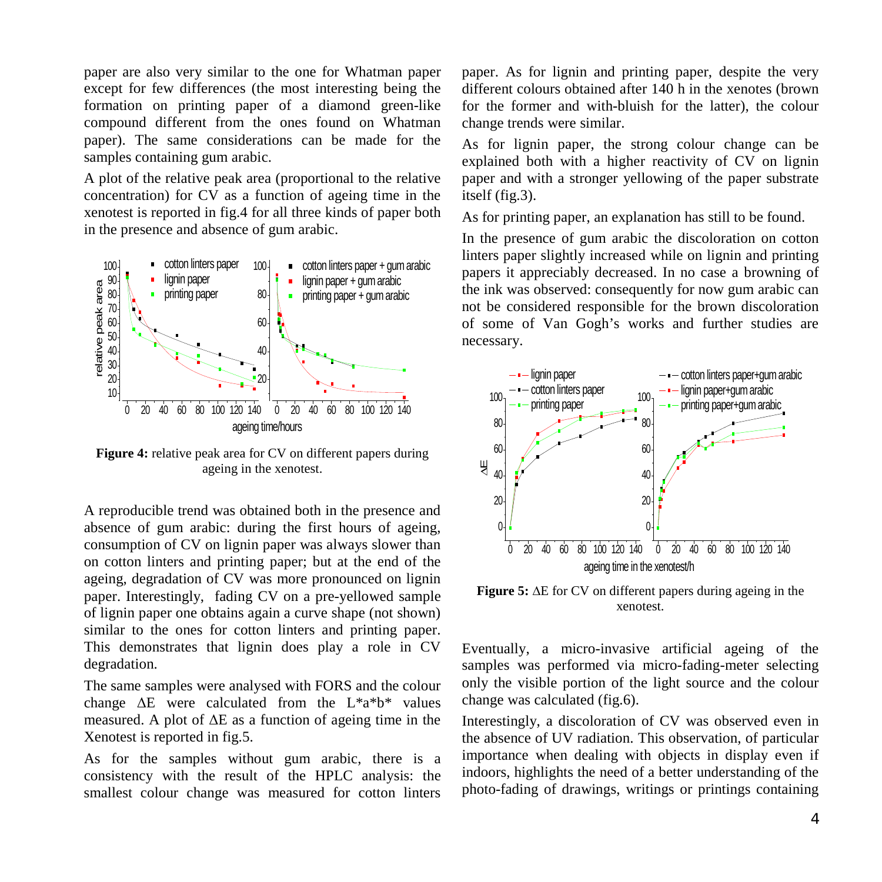paper are also very similar to the one for Whatman paper except for few differences (the most interesting being the formation on printing paper of a diamond green-like compound different from the ones found on Whatman paper). The same considerations can be made for the samples containing gum arabic.

A plot of the relative peak area (proportional to the relative concentration) for CV as a function of ageing time in the xenotest is reported in fig.4 for all three kinds of paper both in the presence and absence of gum arabic.

**Figure 4:** relative peak area for CV on different papers during ageing in the xenotest.

A reproducible trend was obtained both in the presence and absence of gum arabic: during the first hours of ageing, consumption of CV on lignin paper was always slower than on cotton linters and printing paper; but at the end of the ageing, degradation of CV was more pronounced on lignin paper. Interestingly, fading CV on a pre-yellowed sample of lignin paper one obtains again a curve shape (not shown) similar to the ones for cotton linters and printing paper. This demonstrates that lignin does play a role in CV degradation.

The same samples were analysed with FORS and the colour change ΔE were calculated from the L*a*b* values measured. A plot of ΔE as a function of ageing time in the Xenotest is reported in fig.5.

As for the samples without gum arabic, there is a consistency with the result of the HPLC analysis: the smallest colour change was measured for cotton linters paper. As for lignin and printing paper, despite the very different colours obtained after 140 h in the xenotes (brown for the former and with-bluish for the latter), the colour change trends were similar.

As for lignin paper, the strong colour change can be explained both with a higher reactivity of CV on lignin paper and with a stronger yellowing of the paper substrate itself (fig.3).

As for printing paper, an explanation has still to be found.

In the presence of gum arabic the discoloration on cotton linters paper slightly increased while on lignin and printing papers it appreciably decreased. In no case a browning of the ink was observed: consequently for now gum arabic can not be considered responsible for the brown discoloration of some of Van Gogh's works and further studies are necessary.

**Figure 5:** ΔE for CV on different papers during ageing in the xenotest.

Eventually, a micro-invasive artificial ageing of the samples was performed via micro-fading-meter selecting only the visible portion of the light source and the colour change was calculated (fig.6).

Interestingly, a discoloration of CV was observed even in the absence of UV radiation. This observation, of particular importance when dealing with objects in display even if indoors, highlights the need of a better understanding of the photo-fading of drawings, writings or printings containing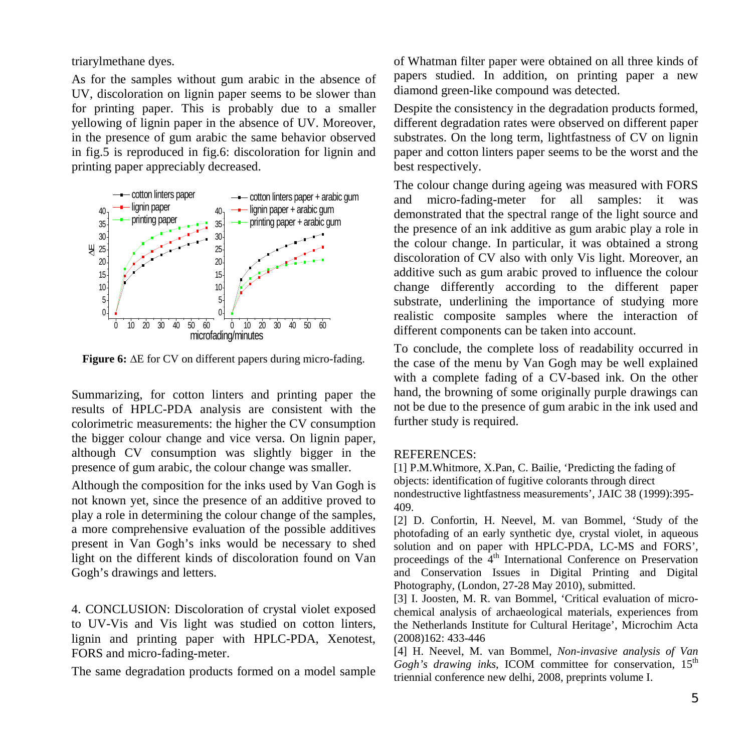triarylmethane dyes.

As for the samples without gum arabic in the absence of UV, discoloration on lignin paper seems to be slower than for printing paper. This is probably due to a smaller yellowing of lignin paper in the absence of UV. Moreover, in the presence of gum arabic the same behavior observed in fig.5 is reproduced in fig.6: discoloration for lignin and printing paper appreciably decreased.

cotton linters paper
lignin paper
printing paper
cotton linters paper + arabic gum
lignin paper + arabic gum
printing paper + arabic gum
ΔE
0 5 10 15 20 25 30 35 40
0 10 20 30 40 50 60
microfading/minutes

**Figure 6:** ΔE for CV on different papers during micro-fading.

Summarizing, for cotton linters and printing paper the results of HPLC-PDA analysis are consistent with the colorimetric measurements: the higher the CV consumption the bigger colour change and vice versa. On lignin paper, although CV consumption was slightly bigger in the presence of gum arabic, the colour change was smaller.

Although the composition for the inks used by Van Gogh is not known yet, since the presence of an additive proved to play a role in determining the colour change of the samples, a more comprehensive evaluation of the possible additives present in Van Gogh's inks would be necessary to shed light on the different kinds of discoloration found on Van Gogh's drawings and letters.

4. CONCLUSION: Discoloration of crystal violet exposed to UV-Vis and Vis light was studied on cotton linters, lignin and printing paper with HPLC-PDA, Xenotest, FORS and micro-fading-meter.

The same degradation products formed on a model sample of Whatman filter paper were obtained on all three kinds of papers studied. In addition, on printing paper a new diamond green-like compound was detected.

Despite the consistency in the degradation products formed, different degradation rates were observed on different paper substrates. On the long term, lightfastness of CV on lignin paper and cotton linters paper seems to be the worst and the best respectively.

The colour change during ageing was measured with FORS and micro-fading-meter for all samples: it was demonstrated that the spectral range of the light source and the presence of an ink additive as gum arabic play a role in the colour change. In particular, it was obtained a strong discoloration of CV also with only Vis light. Moreover, an additive such as gum arabic proved to influence the colour change differently according to the different paper substrate, underlining the importance of studying more realistic composite samples where the interaction of different components can be taken into account.

To conclude, the complete loss of readability occurred in the case of the menu by Van Gogh may be well explained with a complete fading of a CV-based ink. On the other hand, the browning of some originally purple drawings can not be due to the presence of gum arabic in the ink used and further study is required.

REFERENCES:

[1] P.M.Whitmore, X.Pan, C. Bailie, 'Predicting the fading of objects: identification of fugitive colorants through direct nondestructive lightfastness measurements', JAIC 38 (1999):395-409.

[2] D. Confortin, H. Neevel, M. van Bommel, 'Study of the photofading of an early synthetic dye, crystal violet, in aqueous solution and on paper with HPLC-PDA, LC-MS and FORS', proceedings of the 4th International Conference on Preservation and Conservation Issues in Digital Printing and Digital Photography, (London, 27-28 May 2010), submitted.

[3] I. Joosten, M. R. van Bommel, 'Critical evaluation of micro-chemical analysis of archaeological materials, experiences from the Netherlands Institute for Cultural Heritage', Microchim Acta (2008)162: 433-446

[4] H. Neevel, M. van Bommel, *Non-invasive analysis of Van Gogh's drawing inks*, ICOM committee for conservation, 15th triennial conference new delhi, 2008, preprints volume I.